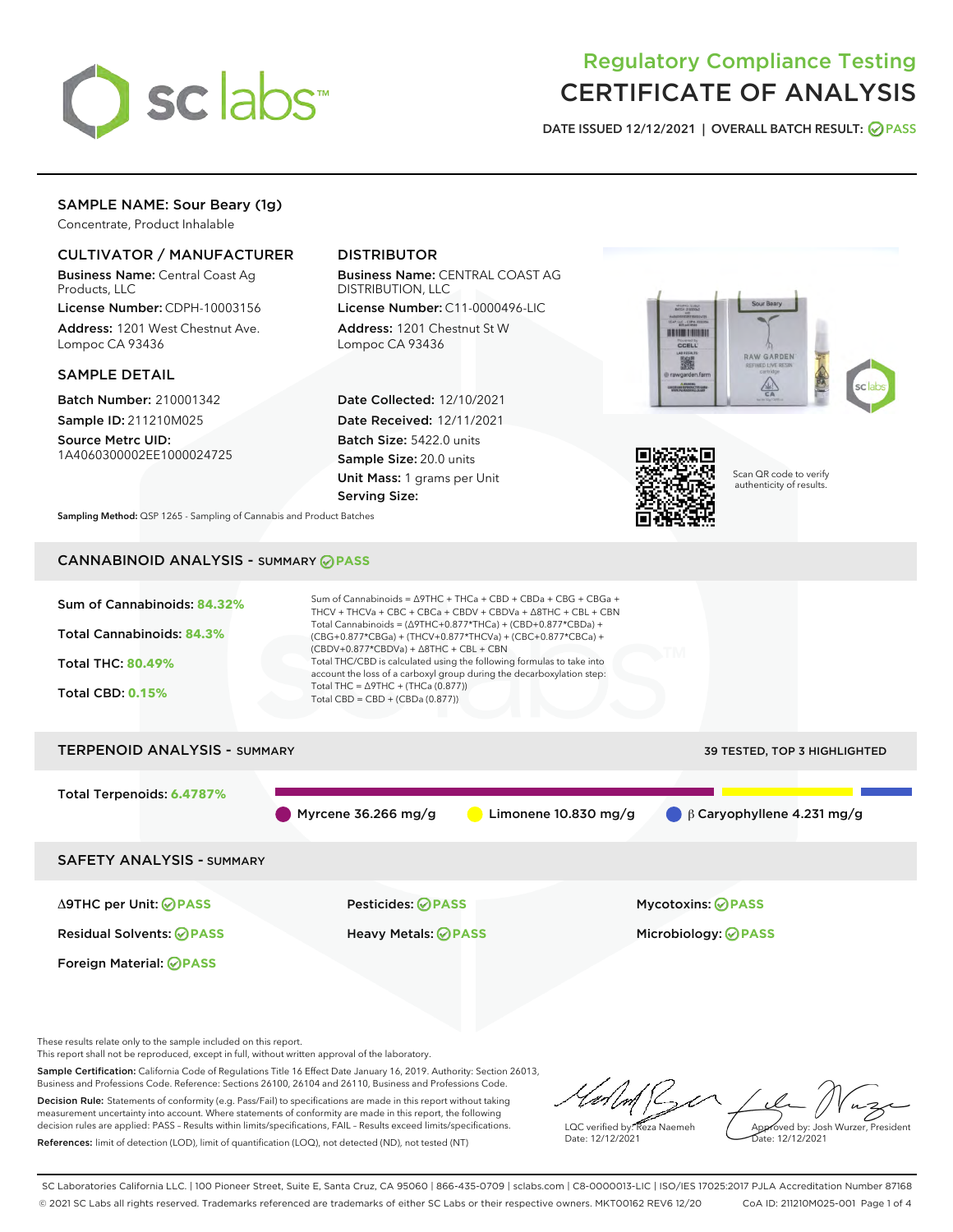# Regulatory Compliance Testing
# CERTIFICATE OF ANALYSIS

DATE ISSUED 12/12/2021 | OVERALL BATCH RESULT: PASS

## SAMPLE NAME: Sour Beary (1g)

Concentrate, Product Inhalable

### CULTIVATOR / MANUFACTURER

**Business Name:** Central Coast Ag Products, LLC

**License Number:** CDPH-10003156

**Address:** 1201 West Chestnut Ave. Lompoc CA 93436

### DISTRIBUTOR

**Business Name:** CENTRAL COAST AG DISTRIBUTION, LLC

**License Number:** C11-0000496-LIC

**Address:** 1201 Chestnut St W Lompoc CA 93436

### SAMPLE DETAIL

**Batch Number:** 210001342

**Sample ID:** 211210M025

**Source Metrc UID:** 1A4060300002EE1000024725

**Date Collected:** 12/10/2021

**Date Received:** 12/11/2021

**Batch Size:** 5422.0 units

**Sample Size:** 20.0 units

**Unit Mass:** 1 grams per Unit

**Serving Size:**

Scan QR code to verify authenticity of results.

**Sampling Method:** QSP 1265 - Sampling of Cannabis and Product Batches

## CANNABINOID ANALYSIS - SUMMARY PASS

**Sum of Cannabinoids:** 84.32%

**Total Cannabinoids:** 84.3%

**Total THC:** 80.49%

**Total CBD:** 0.15%

Sum of Cannabinoids = Δ9THC + THCa + CBD + CBDa + CBG + CBGa + THCV + THCVa + CBC + CBCa + CBDV + CBDVa + Δ8THC + CBL + CBN

Total Cannabinoids = (Δ9THC+0.877*THCa) + (CBD+0.877*CBDa) + (CBG+0.877*CBGa) + (THCV+0.877*THCVa) + (CBC+0.877*CBCa) + (CBDV+0.877*CBDVa) + Δ8THC + CBL + CBN

Total THC/CBD is calculated using the following formulas to take into account the loss of a carboxyl group during the decarboxylation step:

Total THC = Δ9THC + (THCa (0.877))

Total CBD = CBD + (CBDa (0.877))

## TERPENOID ANALYSIS - SUMMARY

39 TESTED, TOP 3 HIGHLIGHTED

**Total Terpenoids:** 6.4787%

Myrcene 36.266 mg/g | Limonene 10.830 mg/g | β Caryophyllene 4.231 mg/g

## SAFETY ANALYSIS - SUMMARY

| | | |
|---|---|---|
| Δ9THC per Unit: PASS | Pesticides: PASS | Mycotoxins: PASS |
| Residual Solvents: PASS | Heavy Metals: PASS | Microbiology: PASS |
| Foreign Material: PASS | | |

These results relate only to the sample included on this report.
This report shall not be reproduced, except in full, without written approval of the laboratory.

**Sample Certification:** California Code of Regulations Title 16 Effect Date January 16, 2019. Authority: Section 26013, Business and Professions Code. Reference: Sections 26100, 26104 and 26110, Business and Professions Code.

**Decision Rule:** Statements of conformity (e.g. Pass/Fail) to specifications are made in this report without taking measurement uncertainty into account. Where statements of conformity are made in this report, the following decision rules are applied: PASS – Results within limits/specifications, FAIL – Results exceed limits/specifications.

**References:** limit of detection (LOD), limit of quantification (LOQ), not detected (ND), not tested (NT)

LQC verified by: Reza Naemeh
Date: 12/12/2021

Approved by: Josh Wurzer, President
Date: 12/12/2021

SC Laboratories California LLC. | 100 Pioneer Street, Suite E, Santa Cruz, CA 95060 | 866-435-0709 | sclabs.com | C8-0000013-LIC | ISO/IES 17025:2017 PJLA Accreditation Number 87168
© 2021 SC Labs all rights reserved. Trademarks referenced are trademarks of either SC Labs or their respective owners. MKT00162 REV6 12/20 CoA ID: 211210M025-001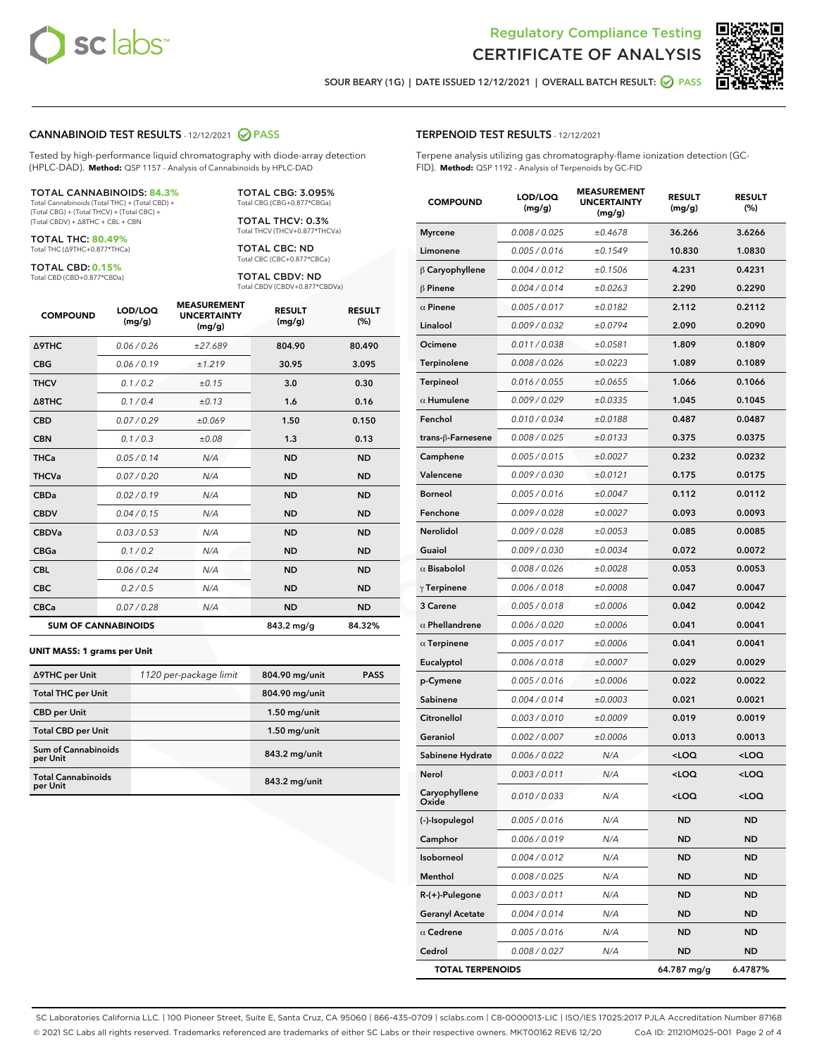# Regulatory Compliance Testing
# CERTIFICATE OF ANALYSIS

SOUR BEARY (1G) | DATE ISSUED 12/12/2021 | OVERALL BATCH RESULT: PASS

## CANNABINOID TEST RESULTS - 12/12/2021 PASS

Tested by high-performance liquid chromatography with diode-array detection (HPLC-DAD). **Method:** QSP 1157 - Analysis of Cannabinoids by HPLC-DAD

**TOTAL CANNABINOIDS: 84.3%**
Total Cannabinoids (Total THC) + (Total CBD) + (Total CBG) + (Total THCV) + (Total CBC) + (Total CBDV) + Δ8THC + CBL + CBN

**TOTAL THC: 80.49%**
Total THC (Δ9THC+0.877*THCa)

**TOTAL CBD: 0.15%**
Total CBD (CBD+0.877*CBDa)

**TOTAL CBG: 3.095%**
Total CBG (CBG+0.877*CBGa)

**TOTAL THCV: 0.3%**
Total THCV (THCV+0.877*THCVa)

**TOTAL CBC: ND**
Total CBC (CBC+0.877*CBCa)

**TOTAL CBDV: ND**
Total CBDV (CBDV+0.877*CBDVa)

| COMPOUND | LOD/LOQ (mg/g) | MEASUREMENT UNCERTAINTY (mg/g) | RESULT (mg/g) | RESULT (%) |
|---|---|---|---|---|
| Δ9THC | 0.06 / 0.26 | ±27.689 | 804.90 | 80.490 |
| CBG | 0.06 / 0.19 | ±1.219 | 30.95 | 3.095 |
| THCV | 0.1 / 0.2 | ±0.15 | 3.0 | 0.30 |
| Δ8THC | 0.1 / 0.4 | ±0.13 | 1.6 | 0.16 |
| CBD | 0.07 / 0.29 | ±0.069 | 1.50 | 0.150 |
| CBN | 0.1 / 0.3 | ±0.08 | 1.3 | 0.13 |
| THCa | 0.05 / 0.14 | N/A | ND | ND |
| THCVa | 0.07 / 0.20 | N/A | ND | ND |
| CBDa | 0.02 / 0.19 | N/A | ND | ND |
| CBDV | 0.04 / 0.15 | N/A | ND | ND |
| CBDVa | 0.03 / 0.53 | N/A | ND | ND |
| CBGa | 0.1 / 0.2 | N/A | ND | ND |
| CBL | 0.06 / 0.24 | N/A | ND | ND |
| CBC | 0.2 / 0.5 | N/A | ND | ND |
| CBCa | 0.07 / 0.28 | N/A | ND | ND |
| **SUM OF CANNABINOIDS** | | | 843.2 mg/g | 84.32% |

**UNIT MASS: 1 grams per Unit**

| Δ9THC per Unit | 1120 per-package limit | 804.90 mg/unit | PASS |
|---|---|---|---|
| Total THC per Unit | | 804.90 mg/unit | |
| CBD per Unit | | 1.50 mg/unit | |
| Total CBD per Unit | | 1.50 mg/unit | |
| Sum of Cannabinoids per Unit | | 843.2 mg/unit | |
| Total Cannabinoids per Unit | | 843.2 mg/unit | |

## TERPENOID TEST RESULTS - 12/12/2021

Terpene analysis utilizing gas chromatography-flame ionization detection (GC-FID). **Method:** QSP 1192 - Analysis of Terpenoids by GC-FID

| COMPOUND | LOD/LOQ (mg/g) | MEASUREMENT UNCERTAINTY (mg/g) | RESULT (mg/g) | RESULT (%) |
|---|---|---|---|---|
| Myrcene | 0.008 / 0.025 | ±0.4678 | 36.266 | 3.6266 |
| Limonene | 0.005 / 0.016 | ±0.1549 | 10.830 | 1.0830 |
| β Caryophyllene | 0.004 / 0.012 | ±0.1506 | 4.231 | 0.4231 |
| β Pinene | 0.004 / 0.014 | ±0.0263 | 2.290 | 0.2290 |
| α Pinene | 0.005 / 0.017 | ±0.0182 | 2.112 | 0.2112 |
| Linalool | 0.009 / 0.032 | ±0.0794 | 2.090 | 0.2090 |
| Ocimene | 0.011 / 0.038 | ±0.0581 | 1.809 | 0.1809 |
| Terpinolene | 0.008 / 0.026 | ±0.0223 | 1.089 | 0.1089 |
| Terpineol | 0.016 / 0.055 | ±0.0655 | 1.066 | 0.1066 |
| α Humulene | 0.009 / 0.029 | ±0.0335 | 1.045 | 0.1045 |
| Fenchol | 0.010 / 0.034 | ±0.0188 | 0.487 | 0.0487 |
| trans-β-Farnesene | 0.008 / 0.025 | ±0.0133 | 0.375 | 0.0375 |
| Camphene | 0.005 / 0.015 | ±0.0027 | 0.232 | 0.0232 |
| Valencene | 0.009 / 0.030 | ±0.0121 | 0.175 | 0.0175 |
| Borneol | 0.005 / 0.016 | ±0.0047 | 0.112 | 0.0112 |
| Fenchone | 0.009 / 0.028 | ±0.0027 | 0.093 | 0.0093 |
| Nerolidol | 0.009 / 0.028 | ±0.0053 | 0.085 | 0.0085 |
| Guaiol | 0.009 / 0.030 | ±0.0034 | 0.072 | 0.0072 |
| α Bisabolol | 0.008 / 0.026 | ±0.0028 | 0.053 | 0.0053 |
| γ Terpinene | 0.006 / 0.018 | ±0.0008 | 0.047 | 0.0047 |
| 3 Carene | 0.005 / 0.018 | ±0.0006 | 0.042 | 0.0042 |
| α Phellandrene | 0.006 / 0.020 | ±0.0006 | 0.041 | 0.0041 |
| α Terpinene | 0.005 / 0.017 | ±0.0006 | 0.041 | 0.0041 |
| Eucalyptol | 0.006 / 0.018 | ±0.0007 | 0.029 | 0.0029 |
| p-Cymene | 0.005 / 0.016 | ±0.0006 | 0.022 | 0.0022 |
| Sabinene | 0.004 / 0.014 | ±0.0003 | 0.021 | 0.0021 |
| Citronellol | 0.003 / 0.010 | ±0.0009 | 0.019 | 0.0019 |
| Geraniol | 0.002 / 0.007 | ±0.0006 | 0.013 | 0.0013 |
| Sabinene Hydrate | 0.006 / 0.022 | N/A | <LOQ | <LOQ |
| Nerol | 0.003 / 0.011 | N/A | <LOQ | <LOQ |
| Caryophyllene Oxide | 0.010 / 0.033 | N/A | <LOQ | <LOQ |
| (-)-Isopulegol | 0.005 / 0.016 | N/A | ND | ND |
| Camphor | 0.006 / 0.019 | N/A | ND | ND |
| Isoborneol | 0.004 / 0.012 | N/A | ND | ND |
| Menthol | 0.008 / 0.025 | N/A | ND | ND |
| R-(+)-Pulegone | 0.003 / 0.011 | N/A | ND | ND |
| Geranyl Acetate | 0.004 / 0.014 | N/A | ND | ND |
| α Cedrene | 0.005 / 0.016 | N/A | ND | ND |
| Cedrol | 0.008 / 0.027 | N/A | ND | ND |
| **TOTAL TERPENOIDS** | | | 64.787 mg/g | 6.4787% |

SC Laboratories California LLC. | 100 Pioneer Street, Suite E, Santa Cruz, CA 95060 | 866-435-0709 | sclabs.com | C8-0000013-LIC | ISO/IES 17025:2017 PJLA Accreditation Number 87168
© 2021 SC Labs all rights reserved. Trademarks referenced are trademarks of either SC Labs or their respective owners. MKT00162 REV6 12/20 CoA ID: 211210M025-001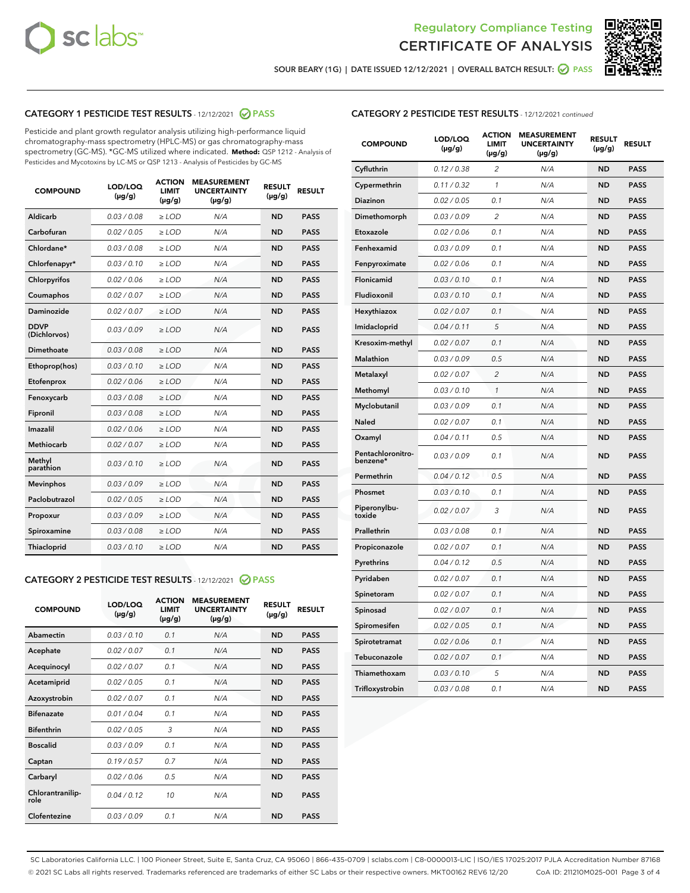Regulatory Compliance Testing
CERTIFICATE OF ANALYSIS

SOUR BEARY (1G) | DATE ISSUED 12/12/2021 | OVERALL BATCH RESULT: PASS

## CATEGORY 1 PESTICIDE TEST RESULTS - 12/12/2021 PASS

Pesticide and plant growth regulator analysis utilizing high-performance liquid chromatography-mass spectrometry (HPLC-MS) or gas chromatography-mass spectrometry (GC-MS). *GC-MS utilized where indicated. **Method:** QSP 1212 - Analysis of Pesticides and Mycotoxins by LC-MS or QSP 1213 - Analysis of Pesticides by GC-MS

| COMPOUND | LOD/LOQ (µg/g) | ACTION LIMIT (µg/g) | MEASUREMENT UNCERTAINTY (µg/g) | RESULT (µg/g) | RESULT |
|---|---|---|---|---|---|
| Aldicarb | 0.03 / 0.08 | ≥ LOD | N/A | ND | PASS |
| Carbofuran | 0.02 / 0.05 | ≥ LOD | N/A | ND | PASS |
| Chlordane* | 0.03 / 0.08 | ≥ LOD | N/A | ND | PASS |
| Chlorfenapyr* | 0.03 / 0.10 | ≥ LOD | N/A | ND | PASS |
| Chlorpyrifos | 0.02 / 0.06 | ≥ LOD | N/A | ND | PASS |
| Coumaphos | 0.02 / 0.07 | ≥ LOD | N/A | ND | PASS |
| Daminozide | 0.02 / 0.07 | ≥ LOD | N/A | ND | PASS |
| DDVP (Dichlorvos) | 0.03 / 0.09 | ≥ LOD | N/A | ND | PASS |
| Dimethoate | 0.03 / 0.08 | ≥ LOD | N/A | ND | PASS |
| Ethoprop(hos) | 0.03 / 0.10 | ≥ LOD | N/A | ND | PASS |
| Etofenprox | 0.02 / 0.06 | ≥ LOD | N/A | ND | PASS |
| Fenoxycarb | 0.03 / 0.08 | ≥ LOD | N/A | ND | PASS |
| Fipronil | 0.03 / 0.08 | ≥ LOD | N/A | ND | PASS |
| Imazalil | 0.02 / 0.06 | ≥ LOD | N/A | ND | PASS |
| Methiocarb | 0.02 / 0.07 | ≥ LOD | N/A | ND | PASS |
| Methyl parathion | 0.03 / 0.10 | ≥ LOD | N/A | ND | PASS |
| Mevinphos | 0.03 / 0.09 | ≥ LOD | N/A | ND | PASS |
| Paclobutrazol | 0.02 / 0.05 | ≥ LOD | N/A | ND | PASS |
| Propoxur | 0.03 / 0.09 | ≥ LOD | N/A | ND | PASS |
| Spiroxamine | 0.03 / 0.08 | ≥ LOD | N/A | ND | PASS |
| Thiacloprid | 0.03 / 0.10 | ≥ LOD | N/A | ND | PASS |

## CATEGORY 2 PESTICIDE TEST RESULTS - 12/12/2021 PASS

| COMPOUND | LOD/LOQ (µg/g) | ACTION LIMIT (µg/g) | MEASUREMENT UNCERTAINTY (µg/g) | RESULT (µg/g) | RESULT |
|---|---|---|---|---|---|
| Abamectin | 0.03 / 0.10 | 0.1 | N/A | ND | PASS |
| Acephate | 0.02 / 0.07 | 0.1 | N/A | ND | PASS |
| Acequinocyl | 0.02 / 0.07 | 0.1 | N/A | ND | PASS |
| Acetamiprid | 0.02 / 0.05 | 0.1 | N/A | ND | PASS |
| Azoxystrobin | 0.02 / 0.07 | 0.1 | N/A | ND | PASS |
| Bifenazate | 0.01 / 0.04 | 0.1 | N/A | ND | PASS |
| Bifenthrin | 0.02 / 0.05 | 3 | N/A | ND | PASS |
| Boscalid | 0.03 / 0.09 | 0.1 | N/A | ND | PASS |
| Captan | 0.19 / 0.57 | 0.7 | N/A | ND | PASS |
| Carbaryl | 0.02 / 0.06 | 0.5 | N/A | ND | PASS |
| Chlorantraniliprole | 0.04 / 0.12 | 10 | N/A | ND | PASS |
| Clofentezine | 0.03 / 0.09 | 0.1 | N/A | ND | PASS |
| Cyfluthrin | 0.12 / 0.38 | 2 | N/A | ND | PASS |
| Cypermethrin | 0.11 / 0.32 | 1 | N/A | ND | PASS |
| Diazinon | 0.02 / 0.05 | 0.1 | N/A | ND | PASS |
| Dimethomorph | 0.03 / 0.09 | 2 | N/A | ND | PASS |
| Etoxazole | 0.02 / 0.06 | 0.1 | N/A | ND | PASS |
| Fenhexamid | 0.03 / 0.09 | 0.1 | N/A | ND | PASS |
| Fenpyroximate | 0.02 / 0.06 | 0.1 | N/A | ND | PASS |
| Flonicamid | 0.03 / 0.10 | 0.1 | N/A | ND | PASS |
| Fludioxonil | 0.03 / 0.10 | 0.1 | N/A | ND | PASS |
| Hexythiazox | 0.02 / 0.07 | 0.1 | N/A | ND | PASS |
| Imidacloprid | 0.04 / 0.11 | 5 | N/A | ND | PASS |
| Kresoxim-methyl | 0.02 / 0.07 | 0.1 | N/A | ND | PASS |
| Malathion | 0.03 / 0.09 | 0.5 | N/A | ND | PASS |
| Metalaxyl | 0.02 / 0.07 | 2 | N/A | ND | PASS |
| Methomyl | 0.03 / 0.10 | 1 | N/A | ND | PASS |
| Myclobutanil | 0.03 / 0.09 | 0.1 | N/A | ND | PASS |
| Naled | 0.02 / 0.07 | 0.1 | N/A | ND | PASS |
| Oxamyl | 0.04 / 0.11 | 0.5 | N/A | ND | PASS |
| Pentachloronitrobenzene* | 0.03 / 0.09 | 0.1 | N/A | ND | PASS |
| Permethrin | 0.04 / 0.12 | 0.5 | N/A | ND | PASS |
| Phosmet | 0.03 / 0.10 | 0.1 | N/A | ND | PASS |
| Piperonylbutoxide | 0.02 / 0.07 | 3 | N/A | ND | PASS |
| Prallethrin | 0.03 / 0.08 | 0.1 | N/A | ND | PASS |
| Propiconazole | 0.02 / 0.07 | 0.1 | N/A | ND | PASS |
| Pyrethrins | 0.04 / 0.12 | 0.5 | N/A | ND | PASS |
| Pyridaben | 0.02 / 0.07 | 0.1 | N/A | ND | PASS |
| Spinetoram | 0.02 / 0.07 | 0.1 | N/A | ND | PASS |
| Spinosad | 0.02 / 0.07 | 0.1 | N/A | ND | PASS |
| Spiromesifen | 0.02 / 0.05 | 0.1 | N/A | ND | PASS |
| Spirotetramat | 0.02 / 0.06 | 0.1 | N/A | ND | PASS |
| Tebuconazole | 0.02 / 0.07 | 0.1 | N/A | ND | PASS |
| Thiamethoxam | 0.03 / 0.10 | 5 | N/A | ND | PASS |
| Trifloxystrobin | 0.03 / 0.08 | 0.1 | N/A | ND | PASS |

SC Laboratories California LLC. | 100 Pioneer Street, Suite E, Santa Cruz, CA 95060 | 866-435-0709 | sclabs.com | C8-0000013-LIC | ISO/IES 17025:2017 PJLA Accreditation Number 87168
© 2021 SC Labs all rights reserved. Trademarks referenced are trademarks of either SC Labs or their respective owners. MKT00162 REV6 12/20 CoA ID: 211210M025-001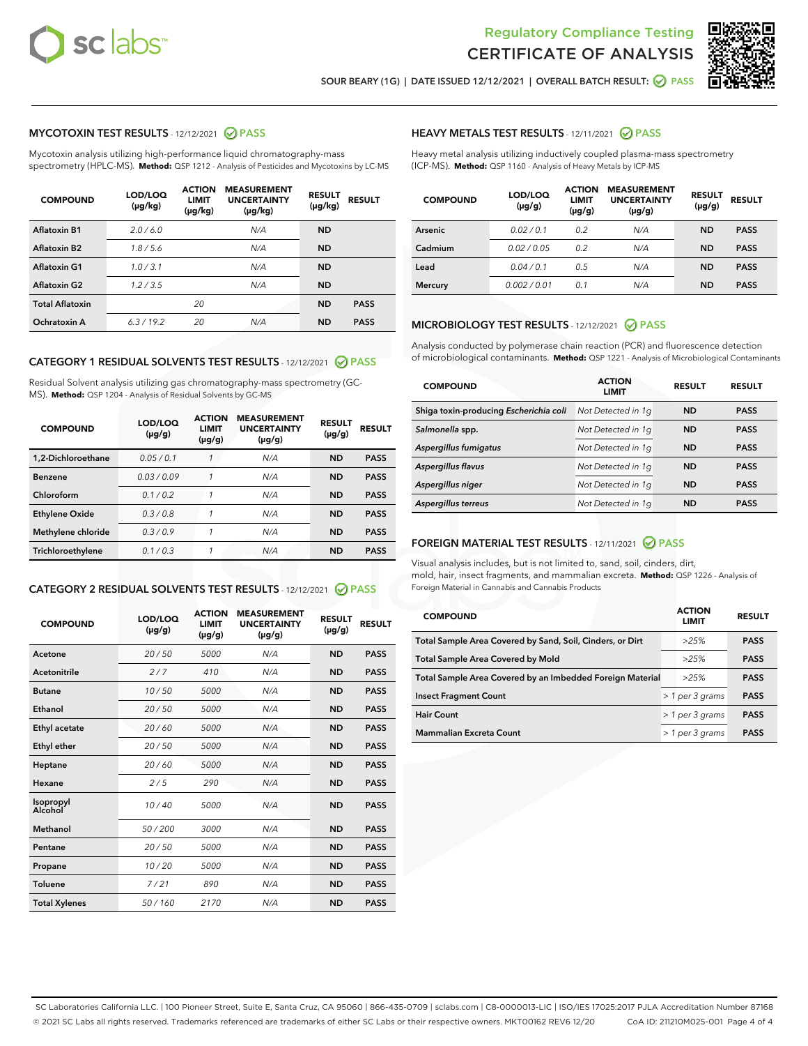Regulatory Compliance Testing
# CERTIFICATE OF ANALYSIS

SOUR BEARY (1G) | DATE ISSUED 12/12/2021 | OVERALL BATCH RESULT: PASS

## MYCOTOXIN TEST RESULTS - 12/12/2021 PASS

Mycotoxin analysis utilizing high-performance liquid chromatography-mass spectrometry (HPLC-MS). **Method:** QSP 1212 - Analysis of Pesticides and Mycotoxins by LC-MS

| COMPOUND | LOD/LOQ (µg/kg) | ACTION LIMIT (µg/kg) | MEASUREMENT UNCERTAINTY (µg/kg) | RESULT (µg/kg) | RESULT |
|---|---|---|---|---|---|
| Aflatoxin B1 | 2.0 / 6.0 | | N/A | ND | |
| Aflatoxin B2 | 1.8 / 5.6 | | N/A | ND | |
| Aflatoxin G1 | 1.0 / 3.1 | | N/A | ND | |
| Aflatoxin G2 | 1.2 / 3.5 | | N/A | ND | |
| Total Aflatoxin | | 20 | | ND | PASS |
| Ochratoxin A | 6.3 / 19.2 | 20 | N/A | ND | PASS |

## CATEGORY 1 RESIDUAL SOLVENTS TEST RESULTS - 12/12/2021 PASS

Residual Solvent analysis utilizing gas chromatography-mass spectrometry (GC-MS). **Method:** QSP 1204 - Analysis of Residual Solvents by GC-MS

| COMPOUND | LOD/LOQ (µg/g) | ACTION LIMIT (µg/g) | MEASUREMENT UNCERTAINTY (µg/g) | RESULT (µg/g) | RESULT |
|---|---|---|---|---|---|
| 1,2-Dichloroethane | 0.05 / 0.1 | 1 | N/A | ND | PASS |
| Benzene | 0.03 / 0.09 | 1 | N/A | ND | PASS |
| Chloroform | 0.1 / 0.2 | 1 | N/A | ND | PASS |
| Ethylene Oxide | 0.3 / 0.8 | 1 | N/A | ND | PASS |
| Methylene chloride | 0.3 / 0.9 | 1 | N/A | ND | PASS |
| Trichloroethylene | 0.1 / 0.3 | 1 | N/A | ND | PASS |

## CATEGORY 2 RESIDUAL SOLVENTS TEST RESULTS - 12/12/2021 PASS

| COMPOUND | LOD/LOQ (µg/g) | ACTION LIMIT (µg/g) | MEASUREMENT UNCERTAINTY (µg/g) | RESULT (µg/g) | RESULT |
|---|---|---|---|---|---|
| Acetone | 20 / 50 | 5000 | N/A | ND | PASS |
| Acetonitrile | 2 / 7 | 410 | N/A | ND | PASS |
| Butane | 10 / 50 | 5000 | N/A | ND | PASS |
| Ethanol | 20 / 50 | 5000 | N/A | ND | PASS |
| Ethyl acetate | 20 / 60 | 5000 | N/A | ND | PASS |
| Ethyl ether | 20 / 50 | 5000 | N/A | ND | PASS |
| Heptane | 20 / 60 | 5000 | N/A | ND | PASS |
| Hexane | 2 / 5 | 290 | N/A | ND | PASS |
| Isopropyl Alcohol | 10 / 40 | 5000 | N/A | ND | PASS |
| Methanol | 50 / 200 | 3000 | N/A | ND | PASS |
| Pentane | 20 / 50 | 5000 | N/A | ND | PASS |
| Propane | 10 / 20 | 5000 | N/A | ND | PASS |
| Toluene | 7 / 21 | 890 | N/A | ND | PASS |
| Total Xylenes | 50 / 160 | 2170 | N/A | ND | PASS |

## HEAVY METALS TEST RESULTS - 12/11/2021 PASS

Heavy metal analysis utilizing inductively coupled plasma-mass spectrometry (ICP-MS). **Method:** QSP 1160 - Analysis of Heavy Metals by ICP-MS

| COMPOUND | LOD/LOQ (µg/g) | ACTION LIMIT (µg/g) | MEASUREMENT UNCERTAINTY (µg/g) | RESULT (µg/g) | RESULT |
|---|---|---|---|---|---|
| Arsenic | 0.02 / 0.1 | 0.2 | N/A | ND | PASS |
| Cadmium | 0.02 / 0.05 | 0.2 | N/A | ND | PASS |
| Lead | 0.04 / 0.1 | 0.5 | N/A | ND | PASS |
| Mercury | 0.002 / 0.01 | 0.1 | N/A | ND | PASS |

## MICROBIOLOGY TEST RESULTS - 12/12/2021 PASS

Analysis conducted by polymerase chain reaction (PCR) and fluorescence detection of microbiological contaminants. **Method:** QSP 1221 - Analysis of Microbiological Contaminants

| COMPOUND | ACTION LIMIT | RESULT | RESULT |
|---|---|---|---|
| Shiga toxin-producing *Escherichia coli* | Not Detected in 1g | ND | PASS |
| *Salmonella* spp. | Not Detected in 1g | ND | PASS |
| *Aspergillus fumigatus* | Not Detected in 1g | ND | PASS |
| *Aspergillus flavus* | Not Detected in 1g | ND | PASS |
| *Aspergillus niger* | Not Detected in 1g | ND | PASS |
| *Aspergillus terreus* | Not Detected in 1g | ND | PASS |

## FOREIGN MATERIAL TEST RESULTS - 12/11/2021 PASS

Visual analysis includes, but is not limited to, sand, soil, cinders, dirt, mold, hair, insect fragments, and mammalian excreta. **Method:** QSP 1226 - Analysis of Foreign Material in Cannabis and Cannabis Products

| COMPOUND | ACTION LIMIT | RESULT |
|---|---|---|
| Total Sample Area Covered by Sand, Soil, Cinders, or Dirt | >25% | PASS |
| Total Sample Area Covered by Mold | >25% | PASS |
| Total Sample Area Covered by an Imbedded Foreign Material | >25% | PASS |
| Insect Fragment Count | > 1 per 3 grams | PASS |
| Hair Count | > 1 per 3 grams | PASS |
| Mammalian Excreta Count | > 1 per 3 grams | PASS |

SC Laboratories California LLC. | 100 Pioneer Street, Suite E, Santa Cruz, CA 95060 | 866-435-0709 | sclabs.com | C8-0000013-LIC | ISO/IES 17025:2017 PJLA Accreditation Number 87168
© 2021 SC Labs all rights reserved. Trademarks referenced are trademarks of either SC Labs or their respective owners. MKT00162 REV6 12/20 CoA ID: 211210M025-001